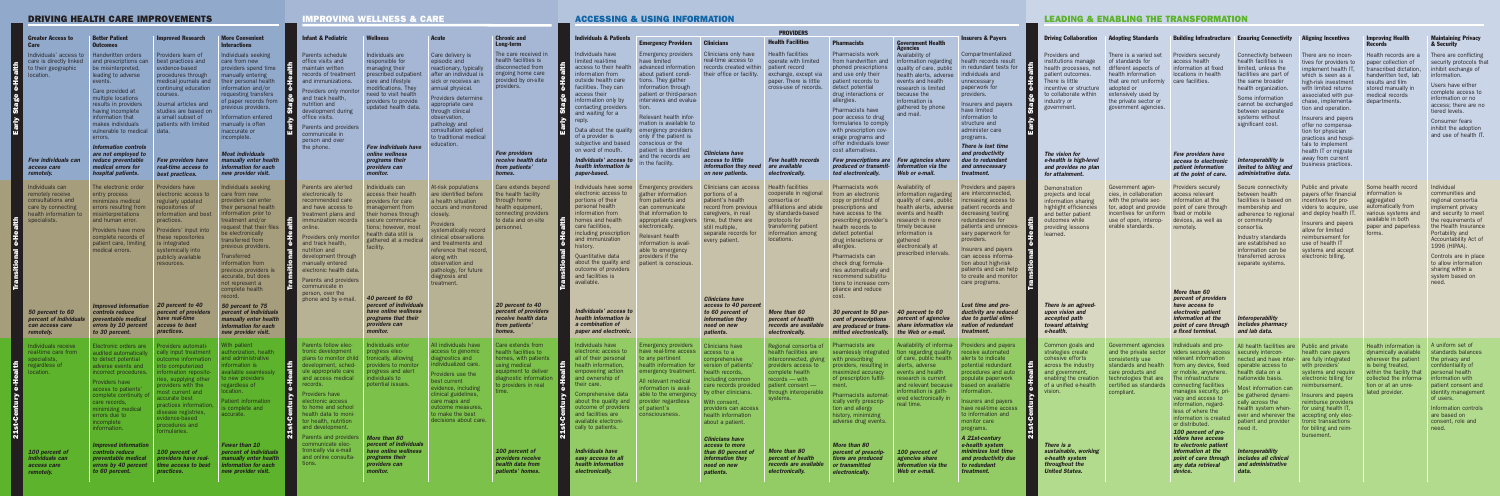# DRIVING HEALTH CARE IMPROVEMENTS

| | Greater Access to Care | Better Patient Outcomes | Improved Research | More Convenient Interactions |
|---|---|---|---|---|
| **Early Stage e-Health** | Individuals' access to care is directly linked to their geographic location. ***Few individuals can access care remotely.*** | Handwritten orders and prescriptions can be misinterpreted, leading to adverse events. Care provided at multiple locations results in providers having incomplete information that makes individuals vulnerable to medical errors. ***Information controls are not employed to reduce preventable medical errors for hospital patients.*** | Providers learn of best practices and evidence-based procedures through medical journals and continuing education courses. Journal articles and studies are based on a small subset of patients with limited data. ***Few providers have real-time access to best practices.*** | Individuals seeking care from new providers spend time manually entering their personal health information and/or requesting transfers of paper records from previous providers. Information entered manually is often inaccurate or incomplete. ***Most individuals manually enter health information for each new provider visit.*** |
| **Transitional e-Health** | Individuals can remotely receive consultations and care by connecting health information to specialists. ***50 percent to 60 percent of individuals can access care remotely.*** | The electronic order entry process minimizes medical errors resulting from misinterpretations and human error. Providers have more complete records of patient care, limiting medical errors. ***Improved information controls reduce preventable medical errors by 20 percent to 30 percent.*** | Providers have electronic access to regularly updated repositories of information and best practices. Providers input information into repositories to systematically keep publicly available resources. ***20 percent to 40 percent of providers have real-time access to best practices.*** | Individuals seeking care from new providers can enter their personal health information prior to treatment and/or request that their files be electronically transferred from previous providers. Transferred information from previous providers is accurate, but does not represent a complete health record. ***50 percent to 75 percent of individuals manually enter health information for each new provider visit.*** |
| **21st-Century e-Health** | Individuals receive real-time care from specialists, regardless of location. ***100 percent of individuals can access care remotely.*** | Electronic orders are audited automatically to detect potential adverse events and incorrect procedures. Providers have access to patients' complete continuity of care records, minimizing medical errors due to incomplete information. ***Improved information controls reduce preventable medical errors by 50 percent to 60 percent.*** | Providers automatically input patient outcome information into computational repositories that continuously update practices, supplying providers with the most current and accurate best practices information. Information is derived from diverse registries, evidence-based procedures and formularies. ***100 percent of providers have real-time access to best practices.*** | With patient authorization, health and administrative information is available seamlessly to new providers regardless of location. Patient information is complete and accurate. ***Fewer than 10 percent of individuals manually enter health information for each new provider visit.*** |

# IMPROVING WELLNESS & CARE

| | Infant & Pediatric | Wellness | Acute | Chronic and Long-term |
|---|---|---|---|---|
| **Early Stage e-Health** | Parents schedule office visits and maintain written records of treatment and immunizations. Providers only monitor and track health, nutrition and development during office visits. Parents and providers communicate in person and over the phone. | Individuals are responsible for managing their prescribed outpatient care and lifestyle modifications. They need to visit health providers to provide updated health data. ***Few individuals have online wellness programs their providers can monitor.*** | Care delivery is episodic and reactionary, typically after an individual is sick or receives an annual physical. Providers determine appropriate care through clinical observation, pathology and consultation applied to traditional medical education. | The care received in health facilities is disconnected from ongoing home care provided by on-site providers. ***Few providers receive health data from patients' homes.*** |
| **Transitional e-Health** | Parents are alerted electronically to recommended care and have access to treatment plans and immunization records online. Providers only monitor and track health, nutrition and development through manually entered electronic health data. Parents and providers communicate in person, over the phone and by e-mail. | Individuals can access their health information and receive feedback from their providers through secure communications; however, most health data still is gathered at a medical facility. ***40 percent to 60 percent of individuals have online wellness programs their providers can monitor.*** | At-risk populations are identified before a health situation occurs and monitored closely. Providers systematically record clinical observations and treatments and reference that record, along with observation and pathology, for future diagnosis and treatment. | Care extends beyond the health facility through home health equipment, connecting providers to data and on-site personnel. ***20 percent to 40 percent of providers receive health data from patients' homes.*** |
| **21st-Century e-Health** | Parents follow electronic development plans to monitor child development, schedule appropriate care and access medical records. Providers have electronic access to home and school health data to monitor health, nutrition and development. Parents and providers communicate via e-mail and online consultations. | Individuals enter progress electronically, allowing providers to monitor progress and alert individuals to potential issues. ***More than 80 percent of individuals have online wellness programs their providers can monitor.*** | All individuals have access to genomic diagnostics and individualized care. Providers use the best current evidence, including clinical guidelines, care maps and outcome measures, to make the best decisions about care. | Care extends into health facilities to homes, with patients using medical equipment to deliver diagnostic information to providers in real time. ***100 percent of providers receive health data from patients' homes.*** |

# ACCESSING & USING INFORMATION

| | Individuals & Patients | PROVIDERS: Emergency Providers | Clinicians | Health Facilities | Pharmacists | Government Health Agencies | Insurers & Payers |
|---|---|---|---|---|---|---|---|
| **Early Stage e-Health** | Individuals have limited real-time access to their health information from outside health care facilities. They can access their information only by contacting providers and waiting for a reply. Data about the quality of a provider is subjective and based on word of mouth. ***Individuals' access to health information is paper-based.*** | Emergency providers have limited advanced information about patient conditions. They gather information through patient or third-person interviews and evaluation. Relevant health information is available to emergency providers only if the patient is conscious or the patient is identified and the records are in the facility. | Clinicians only have real-time access to records created within their office or facility. ***Clinicians have access to little information they need on new patients.*** | Health facilities operate with limited patient record exchange, except via paper. There is little cross-use of records. ***Few health records are available electronically.*** | Pharmacists work from handwritten and phoned prescriptions and use only their patient records to detect potential drug interactions or allergies. Pharmacists have poor access to drug formularies to comply with prescription coverage programs and offer individuals lower cost alternatives. ***Few prescriptions are produced or transmitted electronically.*** | Availability of information regarding quality of care, public health alerts, adverse events and health research is limited because the information is gathered by phone and mail. ***Few agencies share information via the Web or e-mail.*** | Compartmentalized health records result in redundant tests for individuals and unnecessary paperwork for providers. Insurers and payers have limited information to structure and administer care programs. ***There is lost time and productivity due to redundant and unnecessary care for treatment.*** |
| **Transitional e-Health** | Individuals have some electronic access to their health information from homes and health care facilities, including prescription and immunization history. Quantitative data about the quality and outcomes of providers and facilities is available. ***Individuals' access to health information is a combination of paper and electronic.*** | Emergency providers gather information from patients and can communicate that information to appropriate caregivers electronically. Relevant health information is easily available to emergency providers if the patient is conscious. | Clinicians can access portions of a patient's health record from previous caregivers, in real time, but there are still multiple, separate records for every patient. ***Clinicians have access to 40 percent to 60 percent of information they need on new patients.*** | Health facilities cooperate in regional consortia or affiliations and abide by standards-based protocols for transferring patient information among locations. ***More than 60 percent of health records are available electronically.*** | Pharmacists work from an electronic copy or printout of prescriptions and have access to the prescribing provider's health records to detect potential drug interactions or allergies. Pharmacists can check drug formularies automatically and recommend substitutions to increase compliance and reduce cost. ***30 percent to 50 percent of prescriptions are produced or transmitted electronically.*** | Availability of information regarding quality of care, public health alerts, adverse events and health research is more timely because information is gathered electronically at its prescribed intervals. ***40 percent to 60 percent of agencies share information via the Web or e-mail.*** | Providers and payers are interconnected, increasing access to patient records and decreasing testing redundancies for patients and unnecessary paperwork for providers. Insurers and payers can access information about high-risk patients and can help to create and monitor care programs. ***Lost time and productivity are reduced due to partial elimination of redundant treatments.*** |
| **21st-Century e-Health** | Individuals have electronic access to all of their personal health information, including appointments, care plans and ownership of their care. Comprehensive data about the quality and outcome of providers and facilities are electronically available to patients. ***Individuals have easy access to all health information electronically.*** | Emergency providers have real-time access to any patient's health information for emergency treatment. All relevant medical information is available to emergency providers regardless of patient's consciousness. | Clinicians have access to a comprehensive version of patient's health records, including consolidated care records provided by other clinicians. With consent, providers can access health information about a patient. ***Clinicians have access to more than 80 percent of information they need on new patients.*** | Regional consortia of health facilities are interconnected, giving providers access to complete health records — with patient consent — through interoperable systems. ***More than 80 percent of health records are available electronically.*** | Pharmacists are seamlessly integrated with prescribing providers, resulting in maximized accuracy of prescription fulfillment. Pharmacists automatically verify prescription and allergy information, minimizing adverse drug events. ***More than 80 percent of prescriptions are produced or transmitted electronically.*** | Availability of information regarding quality of care, public health alerts, adverse events and health research is current and relevant because information is gathered electronically in real time. ***100 percent of agencies share information via the Web or e-mail.*** | Providers and payers receive automated alerts to indicate potential redundant procedures and auto populate paperwork based on available information. Insurers and payers have real-time information to monitor and manage care programs. ***A 21st-century e-health system minimizes lost time and productivity due to redundant treatments.*** |

# LEADING & ENABLING THE TRANSFORMATION

| | Driving Collaboration | Adopting Standards | Building Infrastructure | Ensuring Connectivity | Aligning Incentives | Improving Health Records | Maintaining Privacy & Security |
|---|---|---|---|---|---|---|---|
| **Early Stage e-Health** | Providers and institutions manage health processes, not patient outcomes. There is little incentive or structure to collaborate within industry or government. ***The vision for e-health is high-level and provides no plan for attainment.*** | There is a varied set of standards for different aspects of health information that are not uniformly adopted or extensively used by the private sector or government agencies. | Providers securely access health information at fixed locations in health care facilities. ***Few providers have access to electronic patient information at the point of care.*** | Connectivity between health facilities is limited, unless the facilities are part of the same broader health organization. Some information cannot be exchanged between separate systems without significant cost. ***Interoperability is limited to billing and administrative data.*** | There are no incentives for providers to implement health IT, which is seen as a high-risk investment with limited returns associated with purchase, implementation and operation. Insurers and payers offer no compensation for physician practices and hospitals to implement health IT or migrate away from current business practices. | Health records are a paper collection of transcribed dictation, handwritten text, lab results and film stored manually in medical records departments. | There are conflicting security protocols that inhibit exchange of information. Users have either complete access to information or no access; there are no tiered levels. Consumer fears inhibit the adoption and use of health IT. |
| **Transitional e-Health** | Demonstration projects and local information sharing highlight efficiencies and better patient outcomes while providing lessons learned. ***There is an agreed-upon vision and accepted path toward attaining e-health.*** | Government agencies, in collaboration with the private sector, adopt and provide incentives for uniform use of open, interoperable standards. | Providers securely access relevant information at the point of care through fixed or mobile devices, remotely. ***More than 60 percent of providers have access to electronic patient information at the point of care through a fixed terminal.*** | Secure connectivity between health facilities is based on membership and adherence to regional or community consortia. Industry standards are established so information can be transferred across separate systems. ***Interoperability includes pharmacy and lab data.*** | Public and private payers offer financial incentives for providers to acquire, use and deploy health IT. Insurers and payers allow for limited reimbursement for use of health IT systems and accept electronic billing. | Some health record information is aggregated automatically from various systems and available in both paper and paperless forms. | Individual communities and regional consortia implement privacy and security to meet the requirements of the Health Insurance Portability and Accountability Act of 1996 (HIPAA). Controls are in place to allow information sharing within a system based on need. |
| **21st-Century e-Health** | Common goals and strategies create cohesive efforts across the industry and government, enabling the creation of a unified e-health vision. ***There is a sustainable, working e-health system throughout the United States.*** | Government agencies and the private sector consistently use standards and health care products and technologies that are certified as standards compliant. | Individuals and providers securely access relevant information from any device, fixed or mobile, anywhere. The infrastructure connecting facilities manages security, privacy and access to information, regardless of where the information is created or distributed. ***100 percent of providers have access to electronic patient information at the point of care through any data retrieval device.*** | All health facilities are securely interconnected and have interoperable access to health data in a nationwide basis. Most information can be gathered dynamically from the health system whenever and wherever the patient and provider need it. ***Interoperability includes all clinical and administrative data.*** | Public and private health care payers are fully integrated with providers' systems and require electronic billing for reimbursement. Insurers and payers reimburse providers for using health IT, accepting only electronic transactions for billing and reimbursement. | Health information is dynamically available whenever the patient is being treated, within the facility that collected the information or at an unrelated provider. | A uniform set of standards balances the privacy and confidentiality of personal health information with patient consent and identity management of users. Information controls are based on consent, role and need. |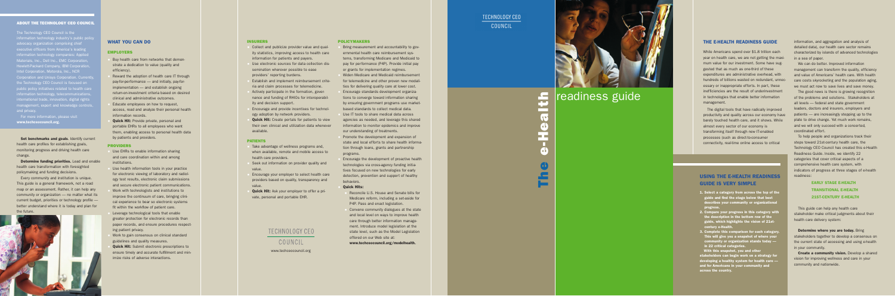## ABOUT THE TECHNOLOGY CEO COUNCIL

The Technology CEO Council is the information technology industry's public policy advocacy organization comprising chief executive officers from America's leading information technology companies: Applied Materials, Inc., Dell Inc., EMC Corporation, Hewlett-Packard Company, IBM Corporation, Intel Corporation, Motorola, Inc., NCR Corporation and Unisys Corporation. Currently, the Technology CEO Council is focused on public policy initiatives related to health care information technology, telecommunications, international trade, innovation, digital rights management, export and knowledge controls, and privacy.

For more information, please visit **www.techceocouncil.org.**

**Set benchmarks and goals**. Identify current health care profiles for establishing goals, monitoring progress and driving health care change.

**Determine funding priorities.** Lead and enable health care transformation with foresighted policymaking and funding decisions.

Every community and institution is unique. This guide is a general framework, not a road map or an assessment. Rather, it can help any community or organization — no matter what its current budget, priorities or technology profile — better understand where it is today and plan for the future.

## WHAT YOU CAN DO

### EMPLOYERS

- Buy health care from networks that demonstrate a dedication to value (quality and efficiency).
- Reward the adoption of health care IT through pay-for-performance — and initially, pay-for-implementation — and establish ongoing return-on-investment criteria based on desired clinical and administrative outcomes.
- Educate employees on how to request, access, read and analyze their personal health information records.
- **Quick Hit:** Provide private, personal and portable EHRs to all employees who want them, enabling access to personal health data by patients and providers.

### PROVIDERS

- Use EHRs to enable information sharing and care coordination within and among institutions.
- Use health information tools in your practice for electronic viewing of laboratory and radiology test results, electronic claim submissions and secure electronic patient communications.
- Work with technologists and institutions to improve the continuum of care, bringing clinical experience to bear so electronic systems fit within the workflow of patient care.
- Leverage technological tools that enable greater protection for electronic records than paper records, and ensure procedures respecting patient privacy.
- Work to gain consensus on clinical standard guidelines and quality measures.
- **Quick Hit:** Submit electronic prescriptions to ensure timely and accurate fulfillment and minimize risks of adverse interactions.

### INSURERS

- Collect and publicize provider value and quality statistics, improving access to health care information for patients and payers.
- Use electronic sources for data collection dissemination wherever possible to ease providers' reporting burdens.
- Establish and implement reimbursement criteria and claim processes for telemedicine.
- Actively participate in the formation, governance and funding of RHIOs for interoperability and decision support.
- Encourage and provide incentives for technology adoption by network providers.
- **Quick Hit:** Create portals for patients to view their own clinical and utilization data whenever available.

### PATIENTS

- Take advantage of wellness programs and, when available, remote and mobile access to health care providers.
- Seek out information on provider quality and value.
- Encourage your employer to select health care providers based on quality, transparency and value.
- **Quick Hit:** Ask your employer to offer a private, personal and portable EHR.

### POLICYMAKERS

- Bring measurement and accountability to governmental health care reimbursement systems, transforming Medicare and Medicaid to pay for performance (P4P). Provide initial pay or grants for implementation regimes.
- Widen Medicare and Medicaid reimbursement for telemedicine and other proven new modalities for delivering quality care at lower cost.
- Encourage standards development organizations to converge toward information sharing by ensuring government programs use market-based standards to collect medical data.
- Use IT tools to share medical data across agencies as needed, and leverage this shared information to monitor epidemics and improve our understanding of treatments.
- Promote the development and expansion of state and local efforts to share health information through loans, grants and partnership programs.
- Encourage the development of proactive health technologies via cross-agency funding initiatives focused on new technologies for early detection, prevention and support of healthy behaviors.
- **Quick Hits:**
  - Reconcile U.S. House and Senate bills for Medicare reform, including a set-aside for P4P. Pass and enact legislation.
  - Convene community dialogues at the state and local level on ways to improve health care through better information management. Introduce model legislation at the state level, such as the Model Legislation offered on our Web site at: **www.techceocouncil.org/modelhealth.**

TECHNOLOGY CEO COUNCIL

www.techceocouncil.org

TECHNOLOGY CEO COUNCIL

# The e-Health readiness guide

## THE E-HEALTH READINESS GUIDE

While Americans spend over $1.8 trillion each year on health care, we are not getting the maximum value for our investment. Some have suggested that as much as one-third of these expenditures are administrative overhead, with hundreds of billions wasted on redundant, unnecessary or inappropriate efforts. In part, these inefficiencies are the result of underinvestment in technologies that enable better information management.

The digital tools that have radically improved productivity and quality across our economy have barely touched health care, and it shows. While almost every sector of our economy is transforming itself through new IT-enabled processes (such as direct-to-consumer connectivity, real-time online access to critical information, and aggregation and analysis of detailed data), our health care sector remains characterized by islands of advanced technologies in a sea of paper.

We can do better. Improved information management can transform the quality, efficiency and value of Americans' health care. With health care costs skyrocketing and the population aging, we must act now to save lives and save money.

The good news is there is growing recognition of the problems and solutions. Stakeholders at all levels — federal and state government leaders, doctors and insurers, employers and patients — are increasingly stepping up to the plate to drive change. Yet much work remains, and we will only succeed with a concerted, coordinated effort.

To help people and organizations track their steps toward 21st-century health care, the Technology CEO Council has created this e-Health Readiness Guide. Inside, we identify 22 categories that cover critical aspects of a comprehensive health care system, with indicators of progress at three stages of e-health readiness:

**EARLY STAGE E-HEALTH**

**TRANSITIONAL E-HEALTH**

**21ST-CENTURY E-HEALTH**

This guide can help any health care stakeholder make critical judgments about their health care delivery system:

**Determine where you are today.** Bring stakeholders together to develop a consensus on the current state of accessing and using e-health in your community.

**Create a community vision.** Develop a shared vision for improving wellness and care in your community and nationwide.

## USING THE E-HEALTH READINESS GUIDE IS VERY SIMPLE

1. **Select a category from across the top of the guide and find the stage below that best describes your community or organizational progress.**
2. **Compare your progress in this category with the description in the bottom row of the guide, which highlights the vision of 21st-century e-Health.**
3. **Complete this comparison for each category. This will give you a snapshot of where your community or organization stands today — in 22 critical categories.**

**With this snapshot, you and other stakeholders can begin work on a strategy for developing a healthy system for health care — and for Americans in your community and across the country.**